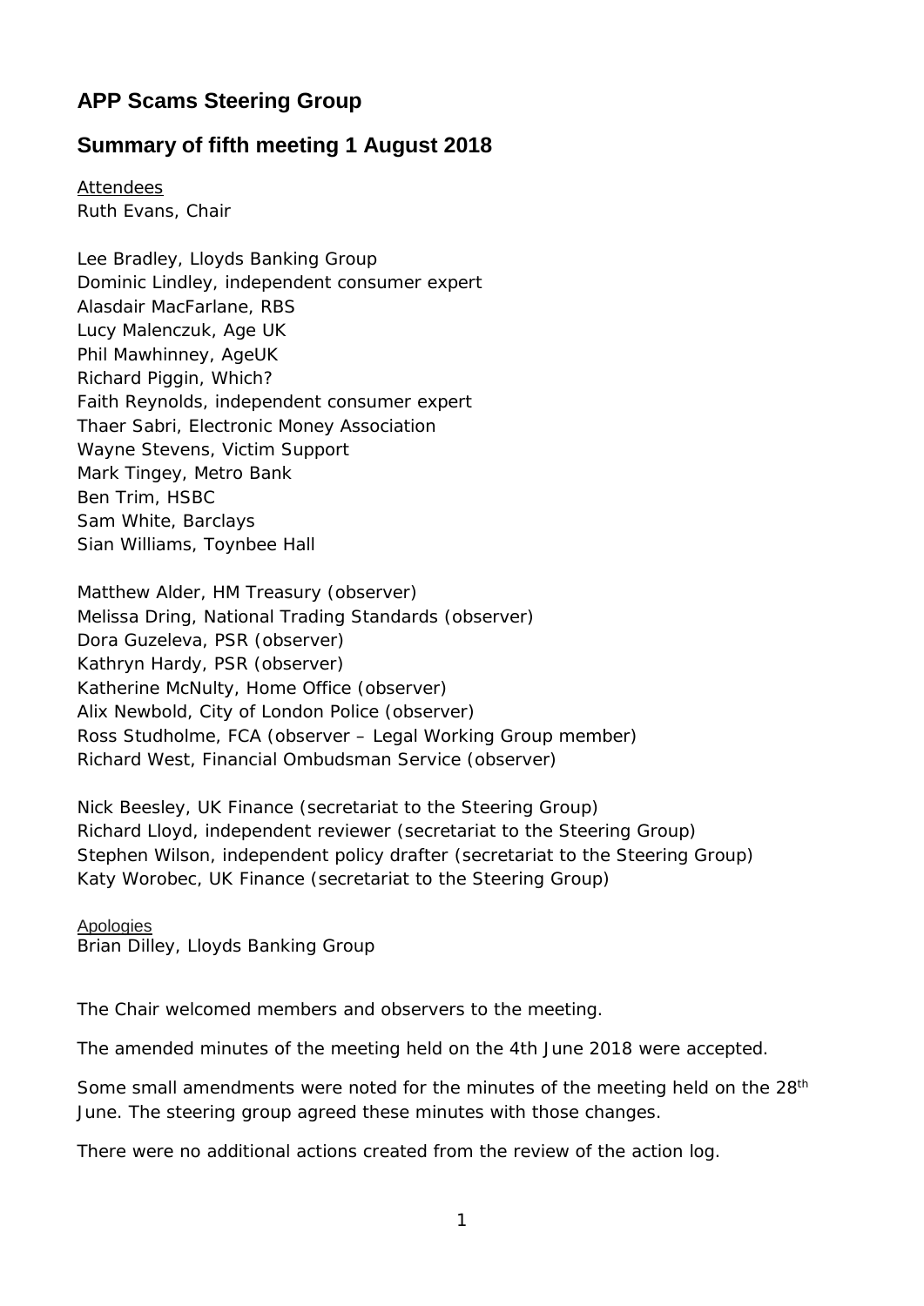# APP Scams Steering Group

## Summary of fifth meeting 1 August 2018

Attendees
Ruth Evans, Chair

Lee Bradley, Lloyds Banking Group
Dominic Lindley, independent consumer expert
Alasdair MacFarlane, RBS
Lucy Malenczuk, Age UK
Phil Mawhinney, AgeUK
Richard Piggin, Which?
Faith Reynolds, independent consumer expert
Thaer Sabri, Electronic Money Association
Wayne Stevens, Victim Support
Mark Tingey, Metro Bank
Ben Trim, HSBC
Sam White, Barclays
Sian Williams, Toynbee Hall

Matthew Alder, HM Treasury (observer)
Melissa Dring, National Trading Standards (observer)
Dora Guzeleva, PSR (observer)
Kathryn Hardy, PSR (observer)
Katherine McNulty, Home Office (observer)
Alix Newbold, City of London Police (observer)
Ross Studholme, FCA (observer – Legal Working Group member)
Richard West, Financial Ombudsman Service (observer)

Nick Beesley, UK Finance (secretariat to the Steering Group)
Richard Lloyd, independent reviewer (secretariat to the Steering Group)
Stephen Wilson, independent policy drafter (secretariat to the Steering Group)
Katy Worobec, UK Finance (secretariat to the Steering Group)

Apologies
Brian Dilley, Lloyds Banking Group

The Chair welcomed members and observers to the meeting.

The amended minutes of the meeting held on the 4th June 2018 were accepted.

Some small amendments were noted for the minutes of the meeting held on the 28th June. The steering group agreed these minutes with those changes.

There were no additional actions created from the review of the action log.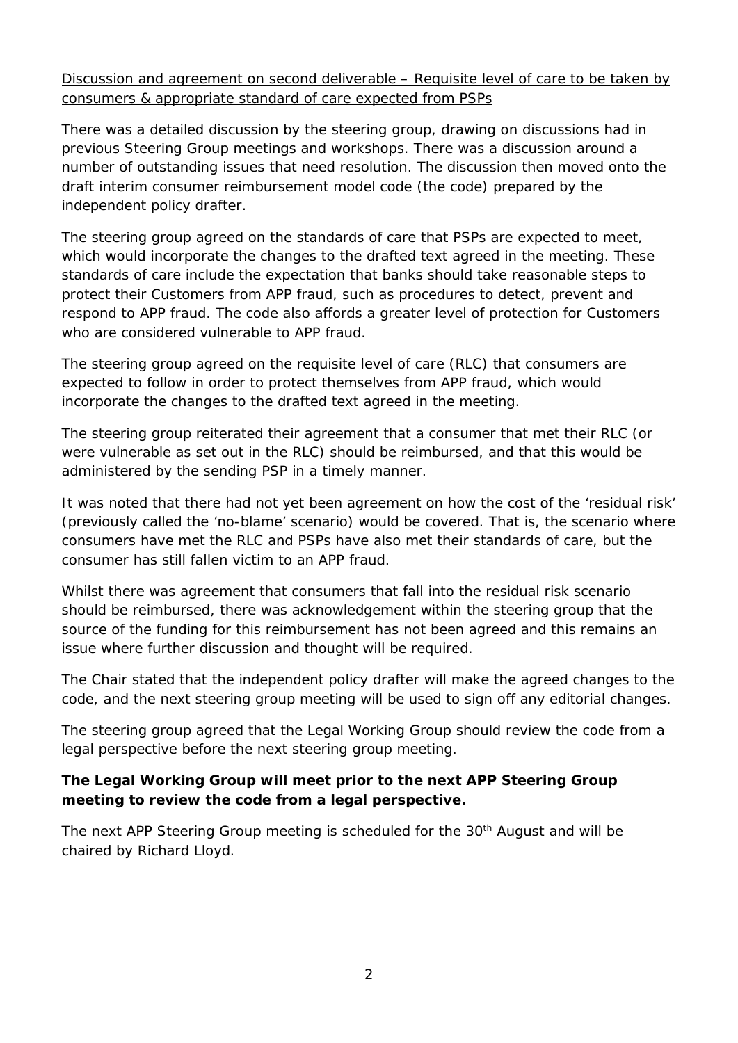Discussion and agreement on second deliverable – Requisite level of care to be taken by consumers & appropriate standard of care expected from PSPs

There was a detailed discussion by the steering group, drawing on discussions had in previous Steering Group meetings and workshops. There was a discussion around a number of outstanding issues that need resolution. The discussion then moved onto the draft interim consumer reimbursement model code (the code) prepared by the independent policy drafter.

The steering group agreed on the standards of care that PSPs are expected to meet, which would incorporate the changes to the drafted text agreed in the meeting. These standards of care include the expectation that banks should take reasonable steps to protect their Customers from APP fraud, such as procedures to detect, prevent and respond to APP fraud. The code also affords a greater level of protection for Customers who are considered vulnerable to APP fraud.

The steering group agreed on the requisite level of care (RLC) that consumers are expected to follow in order to protect themselves from APP fraud, which would incorporate the changes to the drafted text agreed in the meeting.

The steering group reiterated their agreement that a consumer that met their RLC (or were vulnerable as set out in the RLC) should be reimbursed, and that this would be administered by the sending PSP in a timely manner.

It was noted that there had not yet been agreement on how the cost of the 'residual risk' (previously called the 'no-blame' scenario) would be covered. That is, the scenario where consumers have met the RLC and PSPs have also met their standards of care, but the consumer has still fallen victim to an APP fraud.

Whilst there was agreement that consumers that fall into the residual risk scenario should be reimbursed, there was acknowledgement within the steering group that the source of the funding for this reimbursement has not been agreed and this remains an issue where further discussion and thought will be required.

The Chair stated that the independent policy drafter will make the agreed changes to the code, and the next steering group meeting will be used to sign off any editorial changes.

The steering group agreed that the Legal Working Group should review the code from a legal perspective before the next steering group meeting.

**The Legal Working Group will meet prior to the next APP Steering Group meeting to review the code from a legal perspective.**

The next APP Steering Group meeting is scheduled for the 30th August and will be chaired by Richard Lloyd.